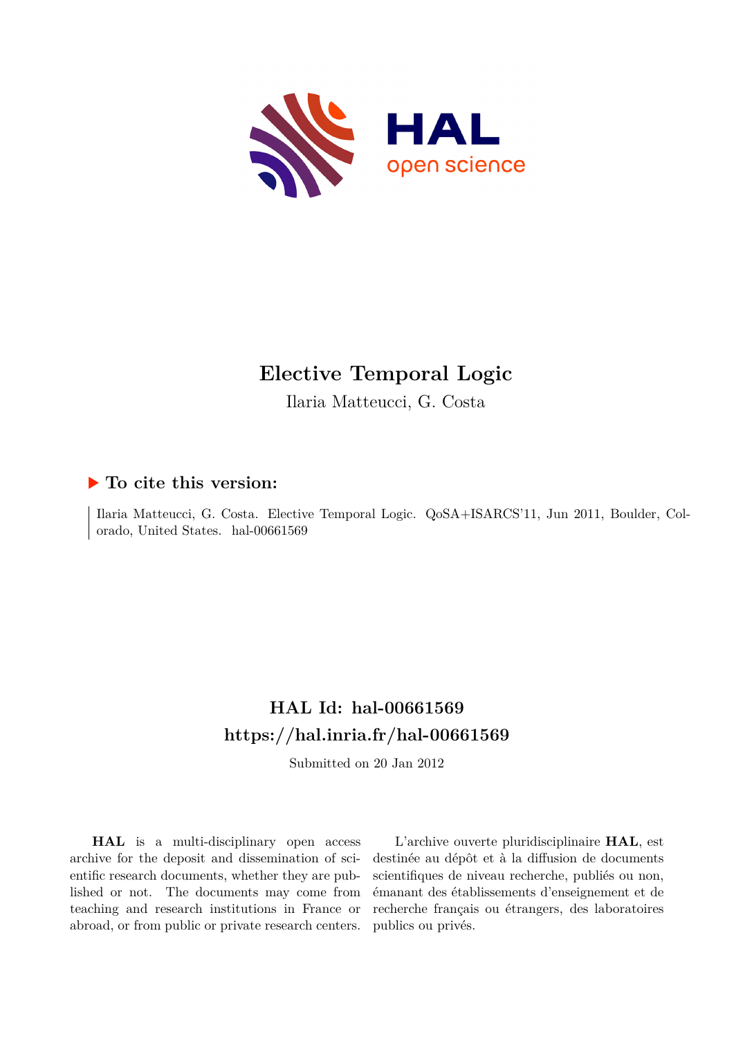# Elective Temporal Logic

Ilaria Matteucci, G. Costa

## ▶ To cite this version:

Ilaria Matteucci, G. Costa. Elective Temporal Logic. QoSA+ISARCS'11, Jun 2011, Boulder, Colorado, United States. hal-00661569

## HAL Id: hal-00661569
## https://hal.inria.fr/hal-00661569

Submitted on 20 Jan 2012

**HAL** is a multi-disciplinary open access archive for the deposit and dissemination of scientific research documents, whether they are published or not. The documents may come from teaching and research institutions in France or abroad, or from public or private research centers.

L'archive ouverte pluridisciplinaire **HAL**, est destinée au dépôt et à la diffusion de documents scientifiques de niveau recherche, publiés ou non, émanant des établissements d'enseignement et de recherche français ou étrangers, des laboratoires publics ou privés.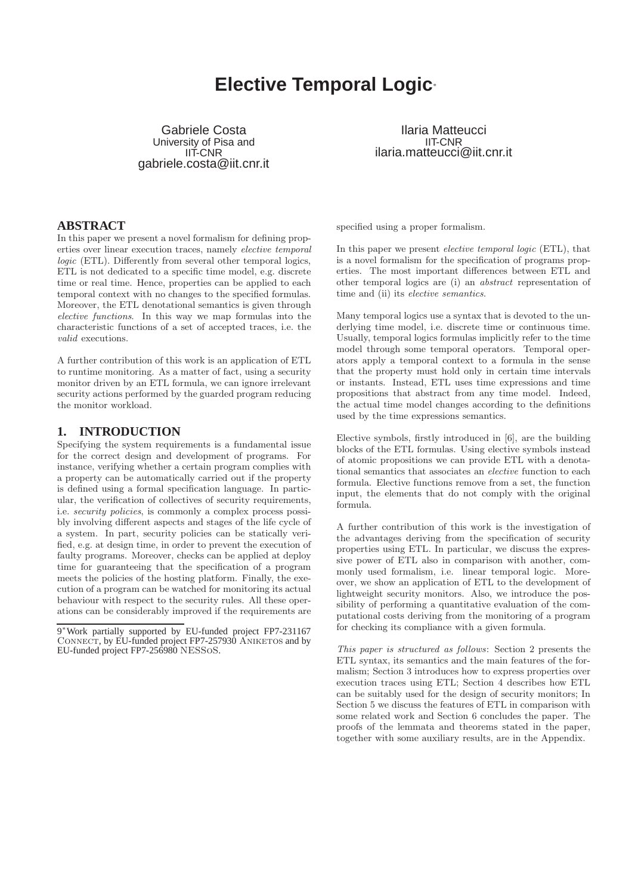# Elective Temporal Logic*

Gabriele Costa
University of Pisa and
IIT-CNR
gabriele.costa@iit.cnr.it

Ilaria Matteucci
IIT-CNR
ilaria.matteucci@iit.cnr.it

## ABSTRACT

In this paper we present a novel formalism for defining properties over linear execution traces, namely *elective temporal logic* (ETL). Differently from several other temporal logics, ETL is not dedicated to a specific time model, e.g. discrete time or real time. Hence, properties can be applied to each temporal context with no changes to the specified formulas. Moreover, the ETL denotational semantics is given through *elective functions*. In this way we map formulas into the characteristic functions of a set of accepted traces, i.e. the *valid* executions.

A further contribution of this work is an application of ETL to runtime monitoring. As a matter of fact, using a security monitor driven by an ETL formula, we can ignore irrelevant security actions performed by the guarded program reducing the monitor workload.

## 1. INTRODUCTION

Specifying the system requirements is a fundamental issue for the correct design and development of programs. For instance, verifying whether a certain program complies with a property can be automatically carried out if the property is defined using a formal specification language. In particular, the verification of collectives of security requirements, i.e. *security policies*, is commonly a complex process possibly involving different aspects and stages of the life cycle of a system. In part, security policies can be statically verified, e.g. at design time, in order to prevent the execution of faulty programs. Moreover, checks can be applied at deploy time for guaranteeing that the specification of a program meets the policies of the hosting platform. Finally, the execution of a program can be watched for monitoring its actual behaviour with respect to the security rules. All these operations can be considerably improved if the requirements are specified using a proper formalism.

In this paper we present *elective temporal logic* (ETL), that is a novel formalism for the specification of programs properties. The most important differences between ETL and other temporal logics are (i) an *abstract* representation of time and (ii) its *elective semantics*.

Many temporal logics use a syntax that is devoted to the underlying time model, i.e. discrete time or continuous time. Usually, temporal logics formulas implicitly refer to the time model through some temporal operators. Temporal operators apply a temporal context to a formula in the sense that the property must hold only in certain time intervals or instants. Instead, ETL uses time expressions and time propositions that abstract from any time model. Indeed, the actual time model changes according to the definitions used by the time expressions semantics.

Elective symbols, firstly introduced in [6], are the building blocks of the ETL formulas. Using elective symbols instead of atomic propositions we can provide ETL with a denotational semantics that associates an *elective* function to each formula. Elective functions remove from a set, the function input, the elements that do not comply with the original formula.

A further contribution of this work is the investigation of the advantages deriving from the specification of security properties using ETL. In particular, we discuss the expressive power of ETL also in comparison with another, commonly used formalism, i.e. linear temporal logic. Moreover, we show an application of ETL to the development of lightweight security monitors. Also, we introduce the possibility of performing a quantitative evaluation of the computational costs deriving from the monitoring of a program for checking its compliance with a given formula.

*This paper is structured as follows*: Section 2 presents the ETL syntax, its semantics and the main features of the formalism; Section 3 introduces how to express properties over execution traces using ETL; Section 4 describes how ETL can be suitably used for the design of security monitors; In Section 5 we discuss the features of ETL in comparison with some related work and Section 6 concludes the paper. The proofs of the lemmata and theorems stated in the paper, together with some auxiliary results, are in the Appendix.

*Work partially supported by EU-funded project FP7-231167 CONNECT, by EU-funded project FP7-257930 ANIKETOS and by EU-funded project FP7-256980 NESSoS.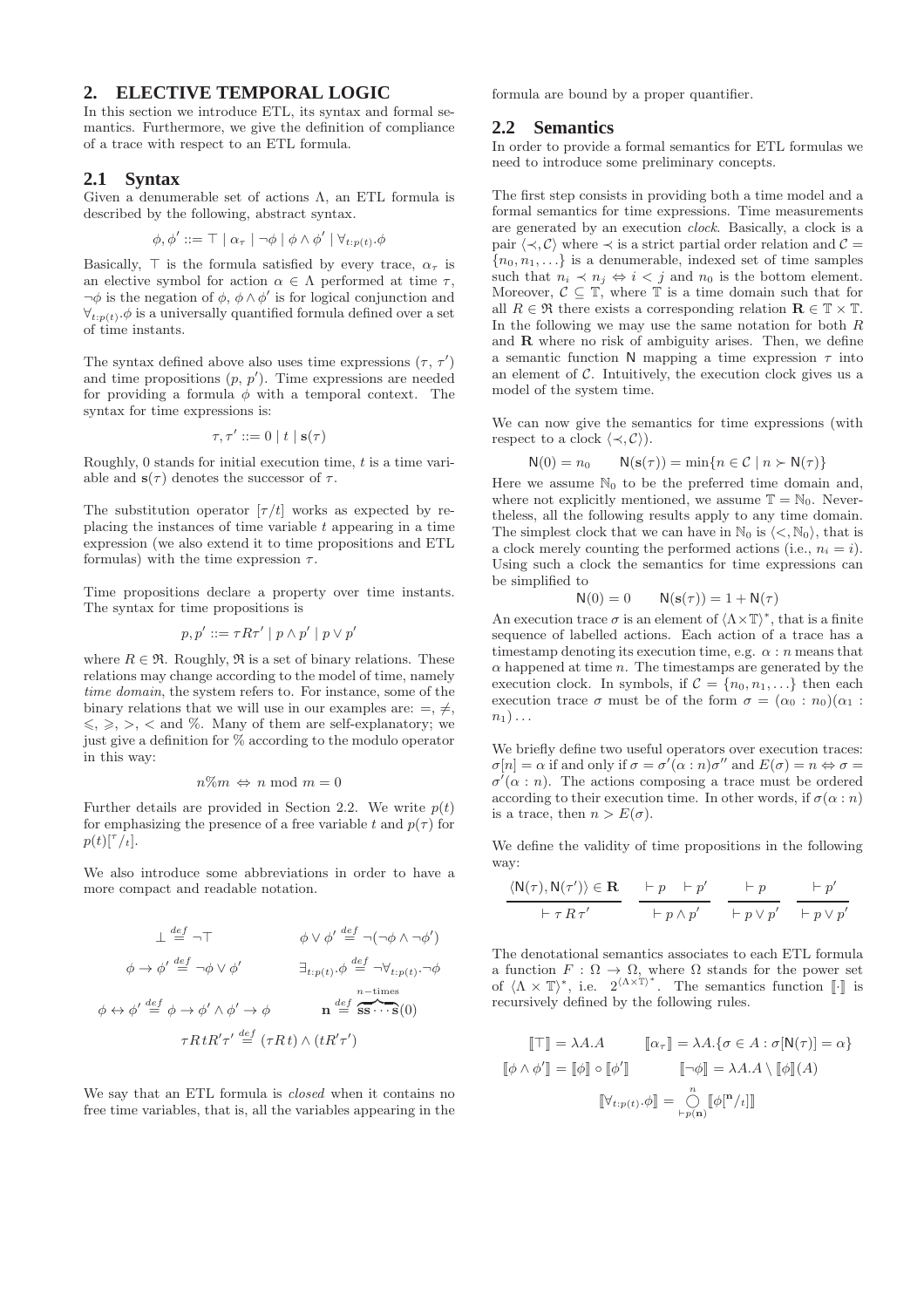## 2. ELECTIVE TEMPORAL LOGIC

In this section we introduce ETL, its syntax and formal semantics. Furthermore, we give the definition of compliance of a trace with respect to an ETL formula.

### 2.1 Syntax

Given a denumerable set of actions $\Lambda$, an ETL formula is described by the following, abstract syntax.

$$\phi, \phi' ::= \top \mid \alpha_\tau \mid \neg\phi \mid \phi \wedge \phi' \mid \forall_{t:p(t)}.\phi$$

Basically, $\top$ is the formula satisfied by every trace, $\alpha_\tau$ is an elective symbol for action $\alpha \in \Lambda$ performed at time $\tau$, $\neg\phi$ is the negation of $\phi$, $\phi \wedge \phi'$ is for logical conjunction and $\forall_{t:p(t)}.\phi$ is a universally quantified formula defined over a set of time instants.

The syntax defined above also uses time expressions ($\tau$, $\tau'$) and time propositions ($p$, $p'$). Time expressions are needed for providing a formula $\phi$ with a temporal context. The syntax for time expressions is:

$$\tau, \tau' ::= 0 \mid t \mid \mathbf{s}(\tau)$$

Roughly, 0 stands for initial execution time, $t$ is a time variable and $\mathbf{s}(\tau)$ denotes the successor of $\tau$.

The substitution operator $[\tau/t]$ works as expected by replacing the instances of time variable $t$ appearing in a time expression (we also extend it to time propositions and ETL formulas) with the time expression $\tau$.

Time propositions declare a property over time instants. The syntax for time propositions is

$$p, p' ::= \tau R \tau' \mid p \wedge p' \mid p \vee p'$$

where $R \in \mathfrak{R}$. Roughly, $\mathfrak{R}$ is a set of binary relations. These relations may change according to the model of time, namely *time domain*, the system refers to. For instance, some of the binary relations that we will use in our examples are: $=$, $\neq$, $\leqslant$, $\geqslant$, $>$, $<$ and $\%$. Many of them are self-explanatory; we just give a definition for $\%$ according to the modulo operator in this way:

$$n\%m \Leftrightarrow n \bmod m = 0$$

Further details are provided in Section 2.2. We write $p(t)$ for emphasizing the presence of a free variable $t$ and $p(\tau)$ for $p(t)[^\tau/_t]$.

We also introduce some abbreviations in order to have a more compact and readable notation.

$$\bot \overset{def}{=} \neg\top \qquad \phi \vee \phi' \overset{def}{=} \neg(\neg\phi \wedge \neg\phi')$$

$$\phi \rightarrow \phi' \overset{def}{=} \neg\phi \vee \phi' \qquad \exists_{t:p(t)}.\phi \overset{def}{=} \neg\forall_{t:p(t)}.\neg\phi$$

$$\phi \leftrightarrow \phi' \overset{def}{=} \phi \rightarrow \phi' \wedge \phi' \rightarrow \phi \qquad \mathbf{n} \overset{def}{=} \overbrace{\mathbf{s}\mathbf{s}\cdots\mathbf{s}}^{n-\text{times}}(0)$$

$$\tau R t R' \tau' \overset{def}{=} (\tau R t) \wedge (t R' \tau')$$

We say that an ETL formula is *closed* when it contains no free time variables, that is, all the variables appearing in the formula are bound by a proper quantifier.

### 2.2 Semantics

In order to provide a formal semantics for ETL formulas we need to introduce some preliminary concepts.

The first step consists in providing both a time model and a formal semantics for time expressions. Time measurements are generated by an execution *clock*. Basically, a clock is a pair $\langle \prec, \mathcal{C} \rangle$ where $\prec$ is a strict partial order relation and $\mathcal{C} = \{n_0, n_1, \ldots\}$ is a denumerable, indexed set of time samples such that $n_i \prec n_j \Leftrightarrow i < j$ and $n_0$ is the bottom element. Moreover, $\mathcal{C} \subseteq \mathbb{T}$, where $\mathbb{T}$ is a time domain such that for all $R \in \mathfrak{R}$ there exists a corresponding relation $\mathbf{R} \in \mathbb{T} \times \mathbb{T}$. In the following we may use the same notation for both $R$ and $\mathbf{R}$ where no risk of ambiguity arises. Then, we define a semantic function $\mathsf{N}$ mapping a time expression $\tau$ into an element of $\mathcal{C}$. Intuitively, the execution clock gives us a model of the system time.

We can now give the semantics for time expressions (with respect to a clock $\langle \prec, \mathcal{C} \rangle$).

$$\mathsf{N}(0) = n_0 \qquad \mathsf{N}(\mathbf{s}(\tau)) = \min\{n \in \mathcal{C} \mid n \succ \mathsf{N}(\tau)\}$$

Here we assume $\mathbb{N}_0$ to be the preferred time domain and, where not explicitly mentioned, we assume $\mathbb{T} = \mathbb{N}_0$. Nevertheless, all the following results apply to any time domain. The simplest clock that we can have in $\mathbb{N}_0$ is $\langle <, \mathbb{N}_0 \rangle$, that is a clock merely counting the performed actions (i.e., $n_i = i$). Using such a clock the semantics for time expressions can be simplified to

$$\mathsf{N}(0) = 0 \qquad \mathsf{N}(\mathbf{s}(\tau)) = 1 + \mathsf{N}(\tau)$$

An execution trace $\sigma$ is an element of $\langle \Lambda \times \mathbb{T} \rangle^*$, that is a finite sequence of labelled actions. Each action of a trace has a timestamp denoting its execution time, e.g. $\alpha : n$ means that $\alpha$ happened at time $n$. The timestamps are generated by the execution clock. In symbols, if $\mathcal{C} = \{n_0, n_1, \ldots\}$ then each execution trace $\sigma$ must be of the form $\sigma = (\alpha_0 : n_0)(\alpha_1 : n_1)\ldots$

We briefly define two useful operators over execution traces: $\sigma[n] = \alpha$ if and only if $\sigma = \sigma'(\alpha : n)\sigma''$ and $E(\sigma) = n \Leftrightarrow \sigma = \sigma'(\alpha : n)$. The actions composing a trace must be ordered according to their execution time. In other words, if $\sigma(\alpha : n)$ is a trace, then $n > E(\sigma)$.

We define the validity of time propositions in the following way:

$$\frac{\langle \mathsf{N}(\tau), \mathsf{N}(\tau') \rangle \in \mathbf{R}}{\vdash \tau \, R \, \tau'} \qquad \frac{\vdash p \quad \vdash p'}{\vdash p \wedge p'} \qquad \frac{\vdash p}{\vdash p \vee p'} \qquad \frac{\vdash p'}{\vdash p \vee p'}$$

The denotational semantics associates to each ETL formula a function $F : \Omega \rightarrow \Omega$, where $\Omega$ stands for the power set of $\langle \Lambda \times \mathbb{T} \rangle^*$, i.e. $2^{\langle \Lambda \times \mathbb{T} \rangle^*}$. The semantics function $[\![\cdot]\!]$ is recursively defined by the following rules.

$$[\![\top]\!] = \lambda A.A \qquad [\![\alpha_\tau]\!] = \lambda A.\{\sigma \in A : \sigma[\mathsf{N}(\tau)] = \alpha\}$$

$$[\![\phi \wedge \phi']\!] = [\![\phi]\!] \circ [\![\phi']\!] \qquad [\![\neg\phi]\!] = \lambda A.A \setminus [\![\phi]\!](A)$$

$$[\![\forall_{t:p(t)}.\phi]\!] = \bigcirc_{\vdash p(\mathbf{n})}^{n} [\![\phi[^{\mathbf{n}}/_t]]\!]$$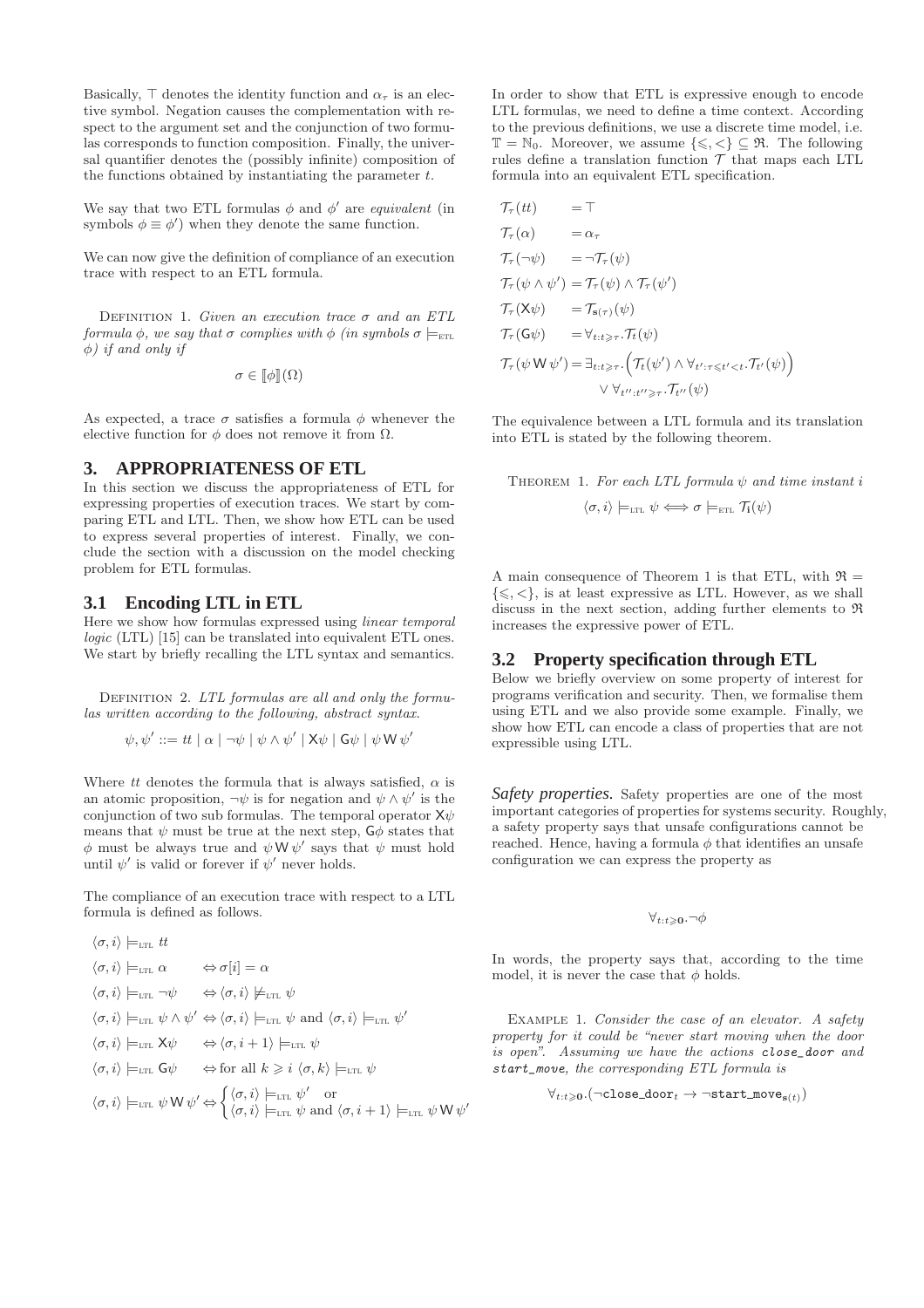Basically, $\top$ denotes the identity function and $\alpha_\tau$ is an elective symbol. Negation causes the complementation with respect to the argument set and the conjunction of two formulas corresponds to function composition. Finally, the universal quantifier denotes the (possibly infinite) composition of the functions obtained by instantiating the parameter $t$.

We say that two ETL formulas $\phi$ and $\phi'$ are *equivalent* (in symbols $\phi \equiv \phi'$) when they denote the same function.

We can now give the definition of compliance of an execution trace with respect to an ETL formula.

Definition 1. *Given an execution trace $\sigma$ and an ETL formula $\phi$, we say that $\sigma$ complies with $\phi$ (in symbols $\sigma \models_{\text{ETL}} \phi$) if and only if*

$$\sigma \in [\![\phi]\!](\Omega)$$

As expected, a trace $\sigma$ satisfies a formula $\phi$ whenever the elective function for $\phi$ does not remove it from $\Omega$.

## 3. APPROPRIATENESS OF ETL

In this section we discuss the appropriateness of ETL for expressing properties of execution traces. We start by comparing ETL and LTL. Then, we show how ETL can be used to express several properties of interest. Finally, we conclude the section with a discussion on the model checking problem for ETL formulas.

### 3.1 Encoding LTL in ETL

Here we show how formulas expressed using *linear temporal logic* (LTL) [15] can be translated into equivalent ETL ones. We start by briefly recalling the LTL syntax and semantics.

Definition 2. *LTL formulas are all and only the formulas written according to the following, abstract syntax.*

$$\psi, \psi' ::= tt \mid \alpha \mid \neg\psi \mid \psi \wedge \psi' \mid \mathsf{X}\psi \mid \mathsf{G}\psi \mid \psi \,\mathsf{W}\, \psi'$$

Where $tt$ denotes the formula that is always satisfied, $\alpha$ is an atomic proposition, $\neg\psi$ is for negation and $\psi \wedge \psi'$ is the conjunction of two sub formulas. The temporal operator $\mathsf{X}\psi$ means that $\psi$ must be true at the next step, $\mathsf{G}\phi$ states that $\phi$ must be always true and $\psi \,\mathsf{W}\, \psi'$ says that $\psi$ must hold until $\psi'$ is valid or forever if $\psi'$ never holds.

The compliance of an execution trace with respect to a LTL formula is defined as follows.

$$
\begin{aligned}
&\langle \sigma, i\rangle \models_{\text{LTL}} tt \\
&\langle \sigma, i\rangle \models_{\text{LTL}} \alpha && \Leftrightarrow \sigma[i] = \alpha \\
&\langle \sigma, i\rangle \models_{\text{LTL}} \neg\psi && \Leftrightarrow \langle \sigma, i\rangle \not\models_{\text{LTL}} \psi \\
&\langle \sigma, i\rangle \models_{\text{LTL}} \psi \wedge \psi' && \Leftrightarrow \langle \sigma, i\rangle \models_{\text{LTL}} \psi \text{ and } \langle \sigma, i\rangle \models_{\text{LTL}} \psi' \\
&\langle \sigma, i\rangle \models_{\text{LTL}} \mathsf{X}\psi && \Leftrightarrow \langle \sigma, i+1\rangle \models_{\text{LTL}} \psi \\
&\langle \sigma, i\rangle \models_{\text{LTL}} \mathsf{G}\psi && \Leftrightarrow \text{for all } k \geqslant i \ \langle \sigma, k\rangle \models_{\text{LTL}} \psi \\
&\langle \sigma, i\rangle \models_{\text{LTL}} \psi \,\mathsf{W}\, \psi' && \Leftrightarrow \begin{cases} \langle \sigma, i\rangle \models_{\text{LTL}} \psi' & \text{or} \\ \langle \sigma, i\rangle \models_{\text{LTL}} \psi \text{ and } \langle \sigma, i+1\rangle \models_{\text{LTL}} \psi \,\mathsf{W}\, \psi' \end{cases}
\end{aligned}
$$

In order to show that ETL is expressive enough to encode LTL formulas, we need to define a time context. According to the previous definitions, we use a discrete time model, i.e. $\mathbb{T} = \mathbb{N}_0$. Moreover, we assume $\{\leqslant, <\} \subseteq \mathfrak{R}$. The following rules define a translation function $\mathcal{T}$ that maps each LTL formula into an equivalent ETL specification.

$$
\begin{aligned}
\mathcal{T}_\tau(tt) &= \top \\
\mathcal{T}_\tau(\alpha) &= \alpha_\tau \\
\mathcal{T}_\tau(\neg\psi) &= \neg\mathcal{T}_\tau(\psi) \\
\mathcal{T}_\tau(\psi \wedge \psi') &= \mathcal{T}_\tau(\psi) \wedge \mathcal{T}_\tau(\psi') \\
\mathcal{T}_\tau(\mathsf{X}\psi) &= \mathcal{T}_{\mathbf{s}(\tau)}(\psi) \\
\mathcal{T}_\tau(\mathsf{G}\psi) &= \forall_{t:t \geqslant \tau}.\mathcal{T}_t(\psi) \\
\mathcal{T}_\tau(\psi \,\mathsf{W}\, \psi') &= \exists_{t:t \geqslant \tau}.\Big(\mathcal{T}_t(\psi') \wedge \forall_{t':\tau \leqslant t' < t}.\mathcal{T}_{t'}(\psi)\Big) \\
&\quad \vee \forall_{t'':t'' \geqslant \tau}.\mathcal{T}_{t''}(\psi)
\end{aligned}
$$

The equivalence between a LTL formula and its translation into ETL is stated by the following theorem.

Theorem 1. *For each LTL formula $\psi$ and time instant $i$*

$$\langle \sigma, i\rangle \models_{\text{LTL}} \psi \Longleftrightarrow \sigma \models_{\text{ETL}} \mathcal{T}_{\mathbf{i}}(\psi)$$

A main consequence of Theorem 1 is that ETL, with $\mathfrak{R} = \{\leqslant, <\}$, is at least expressive as LTL. However, as we shall discuss in the next section, adding further elements to $\mathfrak{R}$ increases the expressive power of ETL.

### 3.2 Property specification through ETL

Below we briefly overview on some property of interest for programs verification and security. Then, we formalise them using ETL and we also provide some example. Finally, we show how ETL can encode a class of properties that are not expressible using LTL.

***Safety properties.*** Safety properties are one of the most important categories of properties for systems security. Roughly, a safety property says that unsafe configurations cannot be reached. Hence, having a formula $\phi$ that identifies an unsafe configuration we can express the property as

$$\forall_{t:t \geqslant \mathbf{0}}.\neg\phi$$

In words, the property says that, according to the time model, it is never the case that $\phi$ holds.

Example 1. *Consider the case of an elevator. A safety property for it could be "never start moving when the door is open". Assuming we have the actions* `close_door` *and* `start_move`*, the corresponding ETL formula is*

$$\forall_{t:t \geqslant \mathbf{0}}.(\neg\texttt{close\_door}_t \rightarrow \neg\texttt{start\_move}_{\mathbf{s}(t)})$$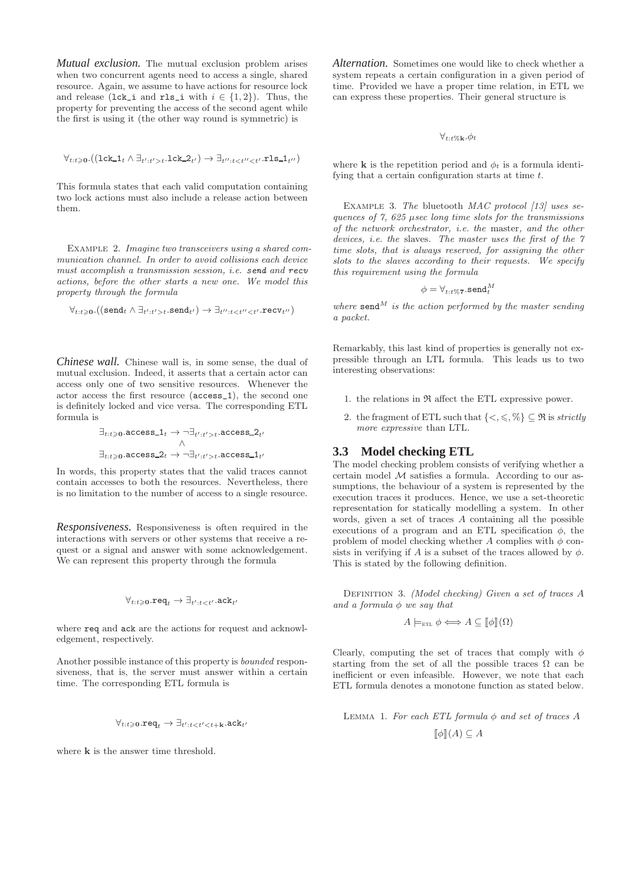***Mutual exclusion.*** The mutual exclusion problem arises when two concurrent agents need to access a single, shared resource. Again, we assume to have actions for resource lock and release (lck_i and rls_i with $i \in \{1, 2\}$). Thus, the property for preventing the access of the second agent while the first is using it (the other way round is symmetric) is

$$\forall_{t:t \geqslant \mathbf{0}}.((\mathtt{lck\_1}_t \wedge \exists_{t':t'>t}.\mathtt{lck\_2}_{t'}) \rightarrow \exists_{t'':t<t''<t'}.\mathtt{rls\_1}_{t''})$$

This formula states that each valid computation containing two lock actions must also include a release action between them.

EXAMPLE 2. *Imagine two transceivers using a shared communication channel. In order to avoid collisions each device must accomplish a transmission session, i.e.* send *and* recv *actions, before the other starts a new one. We model this property through the formula*

$$\forall_{t:t \geqslant \mathbf{0}}.((\mathtt{send}_t \wedge \exists_{t':t'>t}.\mathtt{send}_{t'}) \rightarrow \exists_{t'':t<t''<t'}.\mathtt{recv}_{t''})$$

***Chinese wall.*** Chinese wall is, in some sense, the dual of mutual exclusion. Indeed, it asserts that a certain actor can access only one of two sensitive resources. Whenever the actor access the first resource (access_1), the second one is definitely locked and vice versa. The corresponding ETL formula is

$$\begin{array}{c}\exists_{t:t \geqslant \mathbf{0}}.\mathtt{access\_1}_t \rightarrow \neg\exists_{t':t'>t}.\mathtt{access\_2}_{t'} \\ \wedge \\ \exists_{t:t \geqslant \mathbf{0}}.\mathtt{access\_2}_t \rightarrow \neg\exists_{t':t'>t}.\mathtt{access\_1}_{t'}\end{array}$$

In words, this property states that the valid traces cannot contain accesses to both the resources. Nevertheless, there is no limitation to the number of access to a single resource.

***Responsiveness.*** Responsiveness is often required in the interactions with servers or other systems that receive a request or a signal and answer with some acknowledgement. We can represent this property through the formula

$$\forall_{t:t \geqslant \mathbf{0}}.\mathtt{req}_t \rightarrow \exists_{t':t<t'}.\mathtt{ack}_{t'}$$

where req and ack are the actions for request and acknowledgement, respectively.

Another possible instance of this property is *bounded* responsiveness, that is, the server must answer within a certain time. The corresponding ETL formula is

$$\forall_{t:t \geqslant \mathbf{0}}.\mathtt{req}_t \rightarrow \exists_{t':t<t'<t+\mathbf{k}}.\mathtt{ack}_{t'}$$

where $\mathbf{k}$ is the answer time threshold.

***Alternation.*** Sometimes one would like to check whether a system repeats a certain configuration in a given period of time. Provided we have a proper time relation, in ETL we can express these properties. Their general structure is

$$\forall_{t:t \% \mathbf{k}}.\phi_t$$

where $\mathbf{k}$ is the repetition period and $\phi_t$ is a formula identifying that a certain configuration starts at time $t$.

EXAMPLE 3. *The* bluetooth *MAC protocol [13] uses sequences of 7, 625 μsec long time slots for the transmissions of the network orchestrator, i.e. the* master*, and the other devices, i.e. the* slaves*. The master uses the first of the 7 time slots, that is always reserved, for assigning the other slots to the slaves according to their requests. We specify this requirement using the formula*

$$\phi = \forall_{t:t \% \mathbf{7}}.\mathtt{send}^M_t$$

*where* $\mathtt{send}^M$ *is the action performed by the master sending a packet.*

Remarkably, this last kind of properties is generally not expressible through an LTL formula. This leads us to two interesting observations:

1. the relations in $\mathfrak{R}$ affect the ETL expressive power.
2. the fragment of ETL such that $\{<, \leqslant, \%\} \subseteq \mathfrak{R}$ is *strictly more expressive* than LTL.

## 3.3 Model checking ETL

The model checking problem consists of verifying whether a certain model $\mathcal{M}$ satisfies a formula. According to our assumptions, the behaviour of a system is represented by the execution traces it produces. Hence, we use a set-theoretic representation for statically modelling a system. In other words, given a set of traces $A$ containing all the possible executions of a program and an ETL specification $\phi$, the problem of model checking whether $A$ complies with $\phi$ consists in verifying if $A$ is a subset of the traces allowed by $\phi$. This is stated by the following definition.

DEFINITION 3. *(Model checking) Given a set of traces $A$ and a formula $\phi$ we say that*

$$A \models_{\text{ETL}} \phi \iff A \subseteq [\![\phi]\!](\Omega)$$

Clearly, computing the set of traces that comply with $\phi$ starting from the set of all the possible traces $\Omega$ can be inefficient or even infeasible. However, we note that each ETL formula denotes a monotone function as stated below.

LEMMA 1. *For each ETL formula $\phi$ and set of traces $A$*

$$[\![\phi]\!](A) \subseteq A$$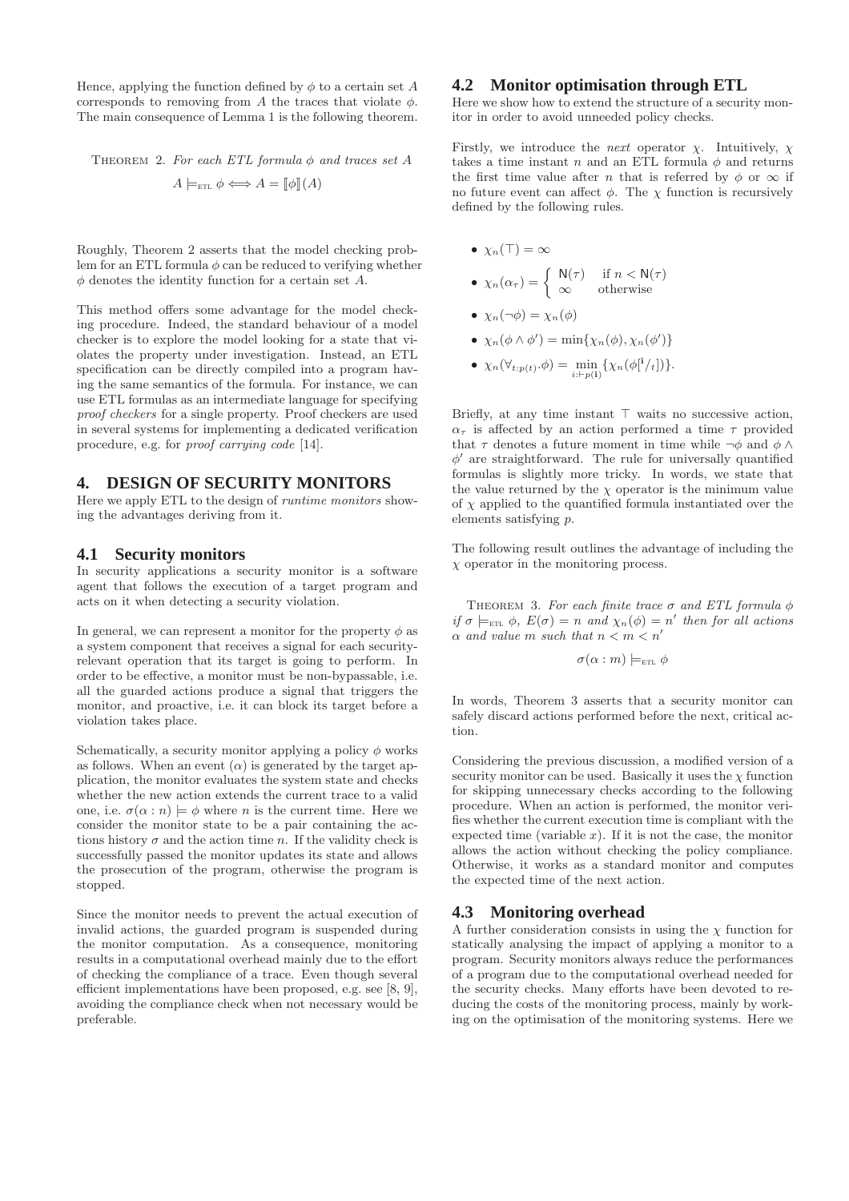Hence, applying the function defined by $\phi$ to a certain set $A$ corresponds to removing from $A$ the traces that violate $\phi$. The main consequence of Lemma 1 is the following theorem.

THEOREM 2. *For each ETL formula $\phi$ and traces set $A$*

$$A \models_{\text{ETL}} \phi \iff A = [\![\phi]\!](A)$$

Roughly, Theorem 2 asserts that the model checking problem for an ETL formula $\phi$ can be reduced to verifying whether $\phi$ denotes the identity function for a certain set $A$.

This method offers some advantage for the model checking procedure. Indeed, the standard behaviour of a model checker is to explore the model looking for a state that violates the property under investigation. Instead, an ETL specification can be directly compiled into a program having the same semantics of the formula. For instance, we can use ETL formulas as an intermediate language for specifying *proof checkers* for a single property. Proof checkers are used in several systems for implementing a dedicated verification procedure, e.g. for *proof carrying code* [14].

## 4. DESIGN OF SECURITY MONITORS

Here we apply ETL to the design of *runtime monitors* showing the advantages deriving from it.

### 4.1 Security monitors

In security applications a security monitor is a software agent that follows the execution of a target program and acts on it when detecting a security violation.

In general, we can represent a monitor for the property $\phi$ as a system component that receives a signal for each security-relevant operation that its target is going to perform. In order to be effective, a monitor must be non-bypassable, i.e. all the guarded actions produce a signal that triggers the monitor, and proactive, i.e. it can block its target before a violation takes place.

Schematically, a security monitor applying a policy $\phi$ works as follows. When an event ($\alpha$) is generated by the target application, the monitor evaluates the system state and checks whether the new action extends the current trace to a valid one, i.e. $\sigma(\alpha : n) \models \phi$ where $n$ is the current time. Here we consider the monitor state to be a pair containing the actions history $\sigma$ and the action time $n$. If the validity check is successfully passed the monitor updates its state and allows the prosecution of the program, otherwise the program is stopped.

Since the monitor needs to prevent the actual execution of invalid actions, the guarded program is suspended during the monitor computation. As a consequence, monitoring results in a computational overhead mainly due to the effort of checking the compliance of a trace. Even though several efficient implementations have been proposed, e.g. see [8, 9], avoiding the compliance check when not necessary would be preferable.

### 4.2 Monitor optimisation through ETL

Here we show how to extend the structure of a security monitor in order to avoid unneeded policy checks.

Firstly, we introduce the *next* operator $\chi$. Intuitively, $\chi$ takes a time instant $n$ and an ETL formula $\phi$ and returns the first time value after $n$ that is referred by $\phi$ or $\infty$ if no future event can affect $\phi$. The $\chi$ function is recursively defined by the following rules.

- $\chi_n(\top) = \infty$
- $\chi_n(\alpha_\tau) = \begin{cases} \mathsf{N}(\tau) & \text{if } n < \mathsf{N}(\tau) \\ \infty & \text{otherwise} \end{cases}$
- $\chi_n(\neg\phi) = \chi_n(\phi)$
- $\chi_n(\phi \wedge \phi') = \min\{\chi_n(\phi), \chi_n(\phi')\}$
- $\chi_n(\forall_{t:p(t)}.\phi) = \min\limits_{i:\vdash p(\mathbf{i})}\{\chi_n(\phi[^{\mathbf{i}}/_t])\}$.

Briefly, at any time instant $\top$ waits no successive action, $\alpha_\tau$ is affected by an action performed a time $\tau$ provided that $\tau$ denotes a future moment in time while $\neg\phi$ and $\phi \wedge \phi'$ are straightforward. The rule for universally quantified formulas is slightly more tricky. In words, we state that the value returned by the $\chi$ operator is the minimum value of $\chi$ applied to the quantified formula instantiated over the elements satisfying $p$.

The following result outlines the advantage of including the $\chi$ operator in the monitoring process.

THEOREM 3. *For each finite trace $\sigma$ and ETL formula $\phi$ if $\sigma \models_{\text{ETL}} \phi$, $E(\sigma) = n$ and $\chi_n(\phi) = n'$ then for all actions $\alpha$ and value $m$ such that $n < m < n'$*

$$\sigma(\alpha : m) \models_{\text{ETL}} \phi$$

In words, Theorem 3 asserts that a security monitor can safely discard actions performed before the next, critical action.

Considering the previous discussion, a modified version of a security monitor can be used. Basically it uses the $\chi$ function for skipping unnecessary checks according to the following procedure. When an action is performed, the monitor verifies whether the current execution time is compliant with the expected time (variable $x$). If it is not the case, the monitor allows the action without checking the policy compliance. Otherwise, it works as a standard monitor and computes the expected time of the next action.

### 4.3 Monitoring overhead

A further consideration consists in using the $\chi$ function for statically analysing the impact of applying a monitor to a program. Security monitors always reduce the performances of a program due to the computational overhead needed for the security checks. Many efforts have been devoted to reducing the costs of the monitoring process, mainly by working on the optimisation of the monitoring systems. Here we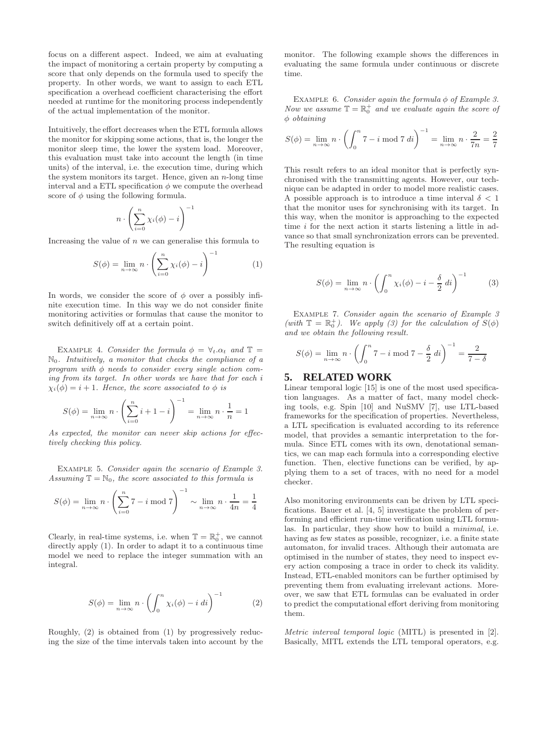focus on a different aspect. Indeed, we aim at evaluating the impact of monitoring a certain property by computing a score that only depends on the formula used to specify the property. In other words, we want to assign to each ETL specification a overhead coefficient characterising the effort needed at runtime for the monitoring process independently of the actual implementation of the monitor.

Intuitively, the effort decreases when the ETL formula allows the monitor for skipping some actions, that is, the longer the monitor sleep time, the lower the system load. Moreover, this evaluation must take into account the length (in time units) of the interval, i.e. the execution time, during which the system monitors its target. Hence, given an $n$-long time interval and a ETL specification $\phi$ we compute the overhead score of $\phi$ using the following formula.

$$n \cdot \left( \sum_{i=0}^{n} \chi_i(\phi) - i \right)^{-1}$$

Increasing the value of $n$ we can generalise this formula to

$$S(\phi) = \lim_{n \to \infty} n \cdot \left( \sum_{i=0}^{n} \chi_i(\phi) - i \right)^{-1} \quad (1)$$

In words, we consider the score of $\phi$ over a possibly infinite execution time. In this way we do not consider finite monitoring activities or formulas that cause the monitor to switch definitively off at a certain point.

EXAMPLE 4. *Consider the formula $\phi = \forall_t.\alpha_t$ and $\mathbb{T} = \mathbb{N}_0$. Intuitively, a monitor that checks the compliance of a program with $\phi$ needs to consider every single action coming from its target. In other words we have that for each $i$ $\chi_i(\phi) = i + 1$. Hence, the score associated to $\phi$ is*

$$S(\phi) = \lim_{n \to \infty} n \cdot \left( \sum_{i=0}^{n} i + 1 - i \right)^{-1} = \lim_{n \to \infty} n \cdot \frac{1}{n} = 1$$

*As expected, the monitor can never skip actions for effectively checking this policy.*

EXAMPLE 5. *Consider again the scenario of Example 3. Assuming $\mathbb{T} = \mathbb{N}_0$, the score associated to this formula is*

$$S(\phi) = \lim_{n \to \infty} n \cdot \left( \sum_{i=0}^{n} 7 - i \bmod 7 \right)^{-1} \sim \lim_{n \to \infty} n \cdot \frac{1}{4n} = \frac{1}{4}$$

Clearly, in real-time systems, i.e. when $\mathbb{T} = \mathbb{R}_0^+$, we cannot directly apply (1). In order to adapt it to a continuous time model we need to replace the integer summation with an integral.

$$S(\phi) = \lim_{n \to \infty} n \cdot \left( \int_0^n \chi_i(\phi) - i \; di \right)^{-1} \quad (2)$$

Roughly, (2) is obtained from (1) by progressively reducing the size of the time intervals taken into account by the monitor. The following example shows the differences in evaluating the same formula under continuous or discrete time.

EXAMPLE 6. *Consider again the formula $\phi$ of Example 3. Now we assume $\mathbb{T} = \mathbb{R}_0^+$ and we evaluate again the score of $\phi$ obtaining*

$$S(\phi) = \lim_{n \to \infty} n \cdot \left( \int_0^n 7 - i \bmod 7 \; di \right)^{-1} = \lim_{n \to \infty} n \cdot \frac{2}{7n} = \frac{2}{7}$$

This result refers to an ideal monitor that is perfectly synchronised with the transmitting agents. However, our technique can be adapted in order to model more realistic cases. A possible approach is to introduce a time interval $\delta < 1$ that the monitor uses for synchronising with its target. In this way, when the monitor is approaching to the expected time $i$ for the next action it starts listening a little in advance so that small synchronization errors can be prevented. The resulting equation is

$$S(\phi) = \lim_{n \to \infty} n \cdot \left( \int_0^n \chi_i(\phi) - i - \frac{\delta}{2} \; di \right)^{-1} \quad (3)$$

EXAMPLE 7. *Consider again the scenario of Example 3 (with $\mathbb{T} = \mathbb{R}_0^+$). We apply (3) for the calculation of $S(\phi)$ and we obtain the following result.*

$$S(\phi) = \lim_{n \to \infty} n \cdot \left( \int_0^n 7 - i \bmod 7 - \frac{\delta}{2} \; di \right)^{-1} = \frac{2}{7 - \delta}$$

## 5. RELATED WORK

Linear temporal logic [15] is one of the most used specification languages. As a matter of fact, many model checking tools, e.g. Spin [10] and NuSMV [7], use LTL-based frameworks for the specification of properties. Nevertheless, a LTL specification is evaluated according to its reference model, that provides a semantic interpretation to the formula. Since ETL comes with its own, denotational semantics, we can map each formula into a corresponding elective function. Then, elective functions can be verified, by applying them to a set of traces, with no need for a model checker.

Also monitoring environments can be driven by LTL specifications. Bauer et al. [4, 5] investigate the problem of performing and efficient run-time verification using LTL formulas. In particular, they show how to build a *minimal*, i.e. having as few states as possible, recognizer, i.e. a finite state automaton, for invalid traces. Although their automata are optimised in the number of states, they need to inspect every action composing a trace in order to check its validity. Instead, ETL-enabled monitors can be further optimised by preventing them from evaluating irrelevant actions. Moreover, we saw that ETL formulas can be evaluated in order to predict the computational effort deriving from monitoring them.

*Metric interval temporal logic* (MITL) is presented in [2]. Basically, MITL extends the LTL temporal operators, e.g.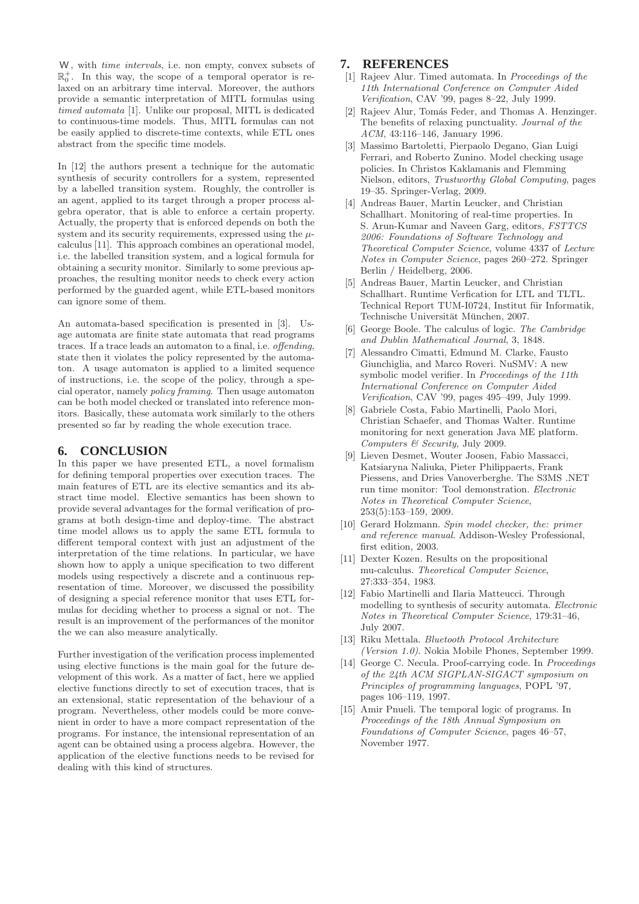W, with *time intervals*, i.e. non empty, convex subsets of $\mathbb{R}_0^+$. In this way, the scope of a temporal operator is relaxed on an arbitrary time interval. Moreover, the authors provide a semantic interpretation of MITL formulas using *timed automata* [1]. Unlike our proposal, MITL is dedicated to continuous-time models. Thus, MITL formulas can not be easily applied to discrete-time contexts, while ETL ones abstract from the specific time models.

In [12] the authors present a technique for the automatic synthesis of security controllers for a system, represented by a labelled transition system. Roughly, the controller is an agent, applied to its target through a proper process algebra operator, that is able to enforce a certain property. Actually, the property that is enforced depends on both the system and its security requirements, expressed using the $\mu$-calculus [11]. This approach combines an operational model, i.e. the labelled transition system, and a logical formula for obtaining a security monitor. Similarly to some previous approaches, the resulting monitor needs to check every action performed by the guarded agent, while ETL-based monitors can ignore some of them.

An automata-based specification is presented in [3]. Usage automata are finite state automata that read programs traces. If a trace leads an automaton to a final, i.e. *offending*, state then it violates the policy represented by the automaton. A usage automaton is applied to a limited sequence of instructions, i.e. the scope of the policy, through a special operator, namely *policy framing*. Then usage automaton can be both model checked or translated into reference monitors. Basically, these automata work similarly to the others presented so far by reading the whole execution trace.

## 6. CONCLUSION

In this paper we have presented ETL, a novel formalism for defining temporal properties over execution traces. The main features of ETL are its elective semantics and its abstract time model. Elective semantics has been shown to provide several advantages for the formal verification of programs at both design-time and deploy-time. The abstract time model allows us to apply the same ETL formula to different temporal context with just an adjustment of the interpretation of the time relations. In particular, we have shown how to apply a unique specification to two different models using respectively a discrete and a continuous representation of time. Moreover, we discussed the possibility of designing a special reference monitor that uses ETL formulas for deciding whether to process a signal or not. The result is an improvement of the performances of the monitor the we can also measure analytically.

Further investigation of the verification process implemented using elective functions is the main goal for the future development of this work. As a matter of fact, here we applied elective functions directly to set of execution traces, that is an extensional, static representation of the behaviour of a program. Nevertheless, other models could be more convenient in order to have a more compact representation of the programs. For instance, the intensional representation of an agent can be obtained using a process algebra. However, the application of the elective functions needs to be revised for dealing with this kind of structures.

## 7. REFERENCES

[1] Rajeev Alur. Timed automata. In *Proceedings of the 11th International Conference on Computer Aided Verification*, CAV '99, pages 8–22, July 1999.

[2] Rajeev Alur, Tomás Feder, and Thomas A. Henzinger. The benefits of relaxing punctuality. *Journal of the ACM*, 43:116–146, January 1996.

[3] Massimo Bartoletti, Pierpaolo Degano, Gian Luigi Ferrari, and Roberto Zunino. Model checking usage policies. In Christos Kaklamanis and Flemming Nielson, editors, *Trustworthy Global Computing*, pages 19–35. Springer-Verlag, 2009.

[4] Andreas Bauer, Martin Leucker, and Christian Schallhart. Monitoring of real-time properties. In S. Arun-Kumar and Naveen Garg, editors, *FSTTCS 2006: Foundations of Software Technology and Theoretical Computer Science*, volume 4337 of *Lecture Notes in Computer Science*, pages 260–272. Springer Berlin / Heidelberg, 2006.

[5] Andreas Bauer, Martin Leucker, and Christian Schallhart. Runtime Verfication for LTL and TLTL. Technical Report TUM-I0724, Institut für Informatik, Technische Universität München, 2007.

[6] George Boole. The calculus of logic. *The Cambridge and Dublin Mathematical Journal*, 3, 1848.

[7] Alessandro Cimatti, Edmund M. Clarke, Fausto Giunchiglia, and Marco Roveri. NuSMV: A new symbolic model verifier. In *Proceedings of the 11th International Conference on Computer Aided Verification*, CAV '99, pages 495–499, July 1999.

[8] Gabriele Costa, Fabio Martinelli, Paolo Mori, Christian Schaefer, and Thomas Walter. Runtime monitoring for next generation Java ME platform. *Computers & Security*, July 2009.

[9] Lieven Desmet, Wouter Joosen, Fabio Massacci, Katsiaryna Naliuka, Pieter Philippaerts, Frank Piessens, and Dries Vanoverberghe. The S3MS .NET run time monitor: Tool demonstration. *Electronic Notes in Theoretical Computer Science*, 253(5):153–159, 2009.

[10] Gerard Holzmann. *Spin model checker, the: primer and reference manual*. Addison-Wesley Professional, first edition, 2003.

[11] Dexter Kozen. Results on the propositional mu-calculus. *Theoretical Computer Science*, 27:333–354, 1983.

[12] Fabio Martinelli and Ilaria Matteucci. Through modelling to synthesis of security automata. *Electronic Notes in Theoretical Computer Science*, 179:31–46, July 2007.

[13] Riku Mettala. *Bluetooth Protocol Architecture (Version 1.0)*. Nokia Mobile Phones, September 1999.

[14] George C. Necula. Proof-carrying code. In *Proceedings of the 24th ACM SIGPLAN-SIGACT symposium on Principles of programming languages*, POPL '97, pages 106–119, 1997.

[15] Amir Pnueli. The temporal logic of programs. In *Proceedings of the 18th Annual Symposium on Foundations of Computer Science*, pages 46–57, November 1977.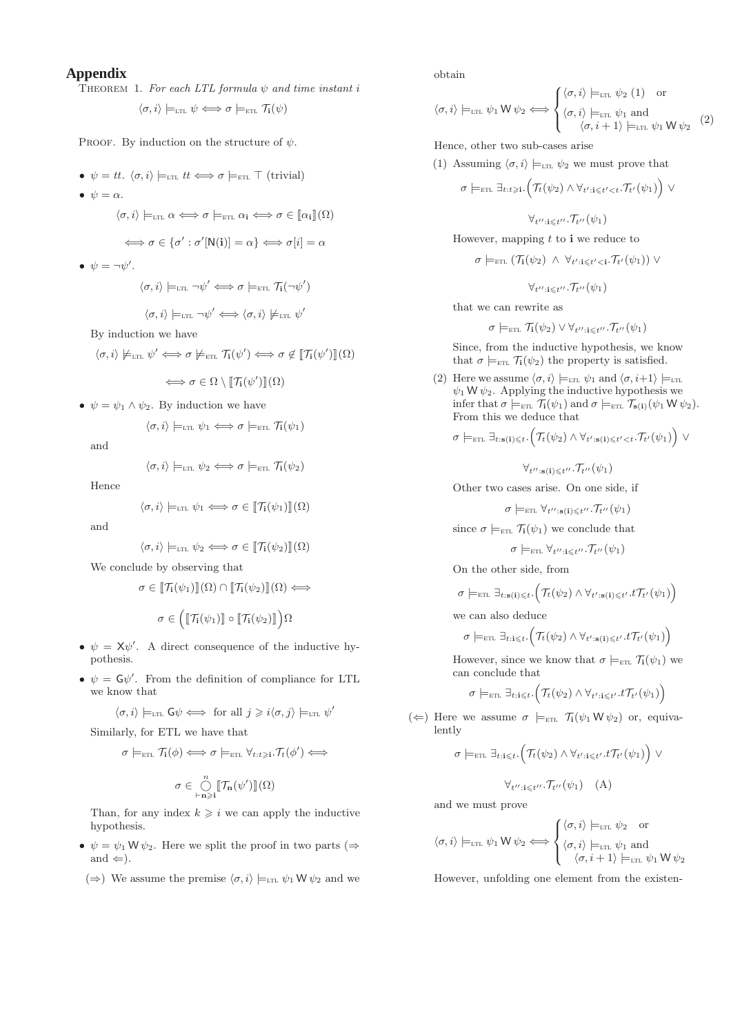## Appendix

THEOREM 1. *For each LTL formula $\psi$ and time instant $i$*

$$\langle \sigma, i\rangle \models_{\text{LTL}} \psi \Longleftrightarrow \sigma \models_{\text{ETL}} \mathcal{T}_{\mathbf{i}}(\psi)$$

PROOF. By induction on the structure of $\psi$.

- $\psi = tt$. $\langle \sigma, i\rangle \models_{\text{LTL}} tt \Longleftrightarrow \sigma \models_{\text{ETL}} \top$ (trivial)
- $\psi = \alpha$.

$$\langle \sigma, i\rangle \models_{\text{LTL}} \alpha \Longleftrightarrow \sigma \models_{\text{ETL}} \alpha_{\mathbf{i}} \Longleftrightarrow \sigma \in [\![\alpha_{\mathbf{i}}]\!](\Omega)$$

$$\Longleftrightarrow \sigma \in \{\sigma' : \sigma'[\mathsf{N}(\mathbf{i})] = \alpha\} \Longleftrightarrow \sigma[i] = \alpha$$

- $\psi = \neg\psi'$.

$$\langle \sigma, i\rangle \models_{\text{LTL}} \neg\psi' \Longleftrightarrow \sigma \models_{\text{ETL}} \mathcal{T}_{\mathbf{i}}(\neg\psi')$$

$$\langle \sigma, i\rangle \models_{\text{LTL}} \neg\psi' \Longleftrightarrow \langle \sigma, i\rangle \not\models_{\text{LTL}} \psi'$$

By induction we have

$$\langle \sigma, i\rangle \not\models_{\text{LTL}} \psi' \Longleftrightarrow \sigma \not\models_{\text{ETL}} \mathcal{T}_{\mathbf{i}}(\psi') \Longleftrightarrow \sigma \notin [\![\mathcal{T}_{\mathbf{i}}(\psi')]\!](\Omega)$$

$$\Longleftrightarrow \sigma \in \Omega \setminus [\![\mathcal{T}_{\mathbf{i}}(\psi')]\!](\Omega)$$

- $\psi = \psi_1 \wedge \psi_2$. By induction we have

$$\langle \sigma, i\rangle \models_{\text{LTL}} \psi_1 \Longleftrightarrow \sigma \models_{\text{ETL}} \mathcal{T}_{\mathbf{i}}(\psi_1)$$

and

$$\langle \sigma, i\rangle \models_{\text{LTL}} \psi_2 \Longleftrightarrow \sigma \models_{\text{ETL}} \mathcal{T}_{\mathbf{i}}(\psi_2)$$

Hence

$$\langle \sigma, i\rangle \models_{\text{LTL}} \psi_1 \Longleftrightarrow \sigma \in [\![\mathcal{T}_{\mathbf{i}}(\psi_1)]\!](\Omega)$$

and

$$\langle \sigma, i\rangle \models_{\text{LTL}} \psi_2 \Longleftrightarrow \sigma \in [\![\mathcal{T}_{\mathbf{i}}(\psi_2)]\!](\Omega)$$

We conclude by observing that

$$\sigma \in [\![\mathcal{T}_{\mathbf{i}}(\psi_1)]\!](\Omega) \cap [\![\mathcal{T}_{\mathbf{i}}(\psi_2)]\!](\Omega) \Longleftrightarrow$$

$$\sigma \in \Big([\![\mathcal{T}_{\mathbf{i}}(\psi_1)]\!] \circ [\![\mathcal{T}_{\mathbf{i}}(\psi_2)]\!]\Big)\Omega$$

- $\psi = \mathsf{X}\psi'$. A direct consequence of the inductive hypothesis.
- $\psi = \mathsf{G}\psi'$. From the definition of compliance for LTL we know that

$$\langle \sigma, i\rangle \models_{\text{LTL}} \mathsf{G}\psi \Longleftrightarrow \text{ for all } j \geqslant i \langle \sigma, j\rangle \models_{\text{LTL}} \psi'$$

Similarly, for ETL we have that

$$\sigma \models_{\text{ETL}} \mathcal{T}_{\mathbf{i}}(\phi) \Longleftrightarrow \sigma \models_{\text{ETL}} \forall_{t:t\geqslant\mathbf{i}}.\mathcal{T}_t(\phi') \Longleftrightarrow$$

$$\sigma \in \bigodot_{\vdash \mathbf{n}\geqslant\mathbf{i}}^{n} [\![\mathcal{T}_{\mathbf{n}}(\psi')]\!](\Omega)$$

Than, for any index $k \geqslant i$ we can apply the inductive hypothesis.

- $\psi = \psi_1 \,\mathsf{W}\, \psi_2$. Here we split the proof in two parts ($\Rightarrow$ and $\Leftarrow$).

($\Rightarrow$) We assume the premise $\langle \sigma, i\rangle \models_{\text{LTL}} \psi_1 \,\mathsf{W}\, \psi_2$ and we obtain

$$\langle \sigma, i\rangle \models_{\text{LTL}} \psi_1 \,\mathsf{W}\, \psi_2 \Longleftrightarrow \begin{cases} \langle \sigma, i\rangle \models_{\text{LTL}} \psi_2 \ (1) \quad \text{or} \\ \langle \sigma, i\rangle \models_{\text{LTL}} \psi_1 \text{ and} \\ \quad \langle \sigma, i+1\rangle \models_{\text{LTL}} \psi_1 \,\mathsf{W}\, \psi_2 \quad (2) \end{cases}$$

Hence, other two sub-cases arise

(1) Assuming $\langle \sigma, i\rangle \models_{\text{LTL}} \psi_2$ we must prove that

$$\sigma \models_{\text{ETL}} \exists_{t:t\geqslant\mathbf{i}}.\Big(\mathcal{T}_t(\psi_2) \wedge \forall_{t':\mathbf{i}\leqslant t'<t}.\mathcal{T}_{t'}(\psi_1)\Big) \vee$$

$$\forall_{t'':\mathbf{i}\leqslant t''}.\mathcal{T}_{t''}(\psi_1)$$

However, mapping $t$ to $\mathbf{i}$ we reduce to

$$\sigma \models_{\text{ETL}} (\mathcal{T}_{\mathbf{i}}(\psi_2) \ \wedge \ \forall_{t':\mathbf{i}\leqslant t'<\mathbf{i}}.\mathcal{T}_{t'}(\psi_1)) \vee$$

$$\forall_{t'':\mathbf{i}\leqslant t''}.\mathcal{T}_{t''}(\psi_1)$$

that we can rewrite as

$$\sigma \models_{\text{ETL}} \mathcal{T}_{\mathbf{i}}(\psi_2) \vee \forall_{t'':\mathbf{i}\leqslant t''}.\mathcal{T}_{t''}(\psi_1)$$

Since, from the inductive hypothesis, we know that $\sigma \models_{\text{ETL}} \mathcal{T}_{\mathbf{i}}(\psi_2)$ the property is satisfied.

(2) Here we assume $\langle \sigma, i\rangle \models_{\text{LTL}} \psi_1$ and $\langle \sigma, i{+}1\rangle \models_{\text{LTL}} \psi_1 \,\mathsf{W}\, \psi_2$. Applying the inductive hypothesis we infer that $\sigma \models_{\text{ETL}} \mathcal{T}_{\mathbf{i}}(\psi_1)$ and $\sigma \models_{\text{ETL}} \mathcal{T}_{\mathbf{s}(\mathbf{i})}(\psi_1 \,\mathsf{W}\, \psi_2)$. From this we deduce that

$$\sigma \models_{\text{ETL}} \exists_{t:\mathbf{s}(\mathbf{i})\leqslant t}.\Big(\mathcal{T}_t(\psi_2) \wedge \forall_{t':\mathbf{s}(\mathbf{i})\leqslant t'<t}.\mathcal{T}_{t'}(\psi_1)\Big) \vee$$

$$\forall_{t'':\mathbf{s}(\mathbf{i})\leqslant t''}.\mathcal{T}_{t''}(\psi_1)$$

Other two cases arise. On one side, if

$$\sigma \models_{\text{ETL}} \forall_{t'':\mathbf{s}(\mathbf{i})\leqslant t''}.\mathcal{T}_{t''}(\psi_1)$$

since $\sigma \models_{\text{ETL}} \mathcal{T}_{\mathbf{i}}(\psi_1)$ we conclude that

$$\sigma \models_{\text{ETL}} \forall_{t'':\mathbf{i}\leqslant t''}.\mathcal{T}_{t''}(\psi_1)$$

On the other side, from

$$\sigma \models_{\text{ETL}} \exists_{t:\mathbf{s}(\mathbf{i})\leqslant t}.\Big(\mathcal{T}_t(\psi_2) \wedge \forall_{t':\mathbf{s}(\mathbf{i})\leqslant t'}.t\mathcal{T}_{t'}(\psi_1)\Big)$$

we can also deduce

$$\sigma \models_{\text{ETL}} \exists_{t:\mathbf{i}\leqslant t}.\Big(\mathcal{T}_t(\psi_2) \wedge \forall_{t':\mathbf{s}(\mathbf{i})\leqslant t'}.t\mathcal{T}_{t'}(\psi_1)\Big)$$

However, since we know that $\sigma \models_{\text{ETL}} \mathcal{T}_{\mathbf{i}}(\psi_1)$ we can conclude that

$$\sigma \models_{\text{ETL}} \exists_{t:\mathbf{i}\leqslant t}.\Big(\mathcal{T}_t(\psi_2) \wedge \forall_{t':\mathbf{i}\leqslant t'}.t\mathcal{T}_{t'}(\psi_1)\Big)$$

($\Leftarrow$) Here we assume $\sigma \models_{\text{ETL}} \mathcal{T}_{\mathbf{i}}(\psi_1 \,\mathsf{W}\, \psi_2)$ or, equivalently

$$\sigma \models_{\text{ETL}} \exists_{t:\mathbf{i}\leqslant t}.\Big(\mathcal{T}_t(\psi_2) \wedge \forall_{t':\mathbf{i}\leqslant t'}.t\mathcal{T}_{t'}(\psi_1)\Big) \vee$$

$$\forall_{t'':\mathbf{i}\leqslant t''}.\mathcal{T}_{t''}(\psi_1) \quad \text{(A)}$$

and we must prove

$$\langle \sigma, i\rangle \models_{\text{LTL}} \psi_1 \,\mathsf{W}\, \psi_2 \Longleftrightarrow \begin{cases} \langle \sigma, i\rangle \models_{\text{LTL}} \psi_2 \quad \text{or} \\ \langle \sigma, i\rangle \models_{\text{LTL}} \psi_1 \text{ and} \\ \quad \langle \sigma, i+1\rangle \models_{\text{LTL}} \psi_1 \,\mathsf{W}\, \psi_2 \end{cases}$$

However, unfolding one element from the existen-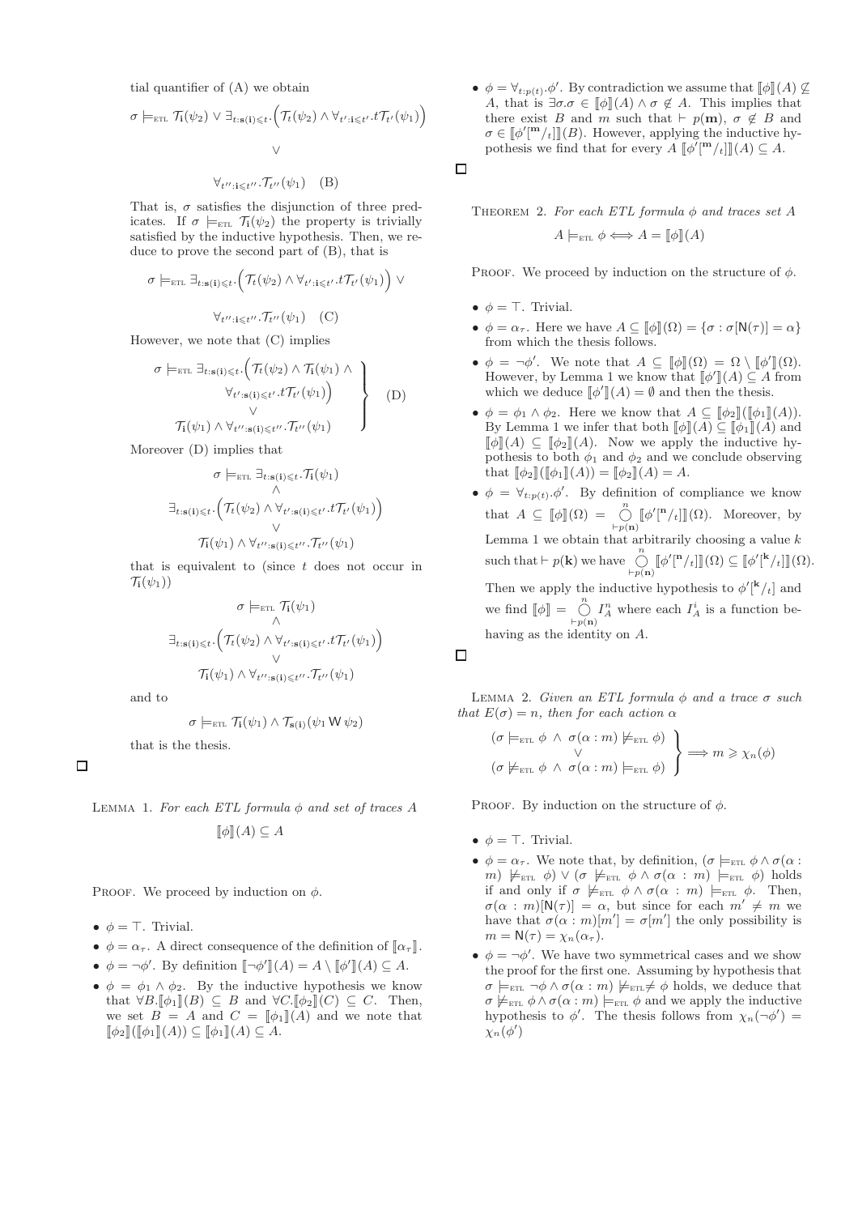tial quantifier of (A) we obtain

$$\sigma \models_{\text{ETL}} \mathcal{T}_{\mathbf{i}}(\psi_2) \vee \exists_{t:\mathbf{s}(\mathbf{i})\leqslant t}.\Big(\mathcal{T}_t(\psi_2) \wedge \forall_{t':\mathbf{i}\leqslant t'}.t\mathcal{T}_{t'}(\psi_1)\Big)$$
$$\vee$$
$$\forall_{t'':\mathbf{i}\leqslant t''}.\mathcal{T}_{t''}(\psi_1) \quad \text{(B)}$$

That is, $\sigma$ satisfies the disjunction of three predicates. If $\sigma \models_{\text{ETL}} \mathcal{T}_{\mathbf{i}}(\psi_2)$ the property is trivially satisfied by the inductive hypothesis. Then, we reduce to prove the second part of (B), that is

$$\sigma \models_{\text{ETL}} \exists_{t:\mathbf{s}(\mathbf{i})\leqslant t}.\Big(\mathcal{T}_t(\psi_2) \wedge \forall_{t':\mathbf{i}\leqslant t'}.t\mathcal{T}_{t'}(\psi_1)\Big) \vee$$
$$\forall_{t'':\mathbf{i}\leqslant t''}.\mathcal{T}_{t''}(\psi_1) \quad \text{(C)}$$

However, we note that (C) implies

$$\left.\begin{array}{c} \sigma \models_{\text{ETL}} \exists_{t:\mathbf{s}(\mathbf{i})\leqslant t}.\Big(\mathcal{T}_t(\psi_2) \wedge \mathcal{T}_{\mathbf{i}}(\psi_1) \wedge \\ \forall_{t':\mathbf{s}(\mathbf{i})\leqslant t'}.t\mathcal{T}_{t'}(\psi_1)\Big) \\ \vee \\ \mathcal{T}_{\mathbf{i}}(\psi_1) \wedge \forall_{t'':\mathbf{s}(\mathbf{i})\leqslant t''}.\mathcal{T}_{t''}(\psi_1) \end{array}\right\} \quad \text{(D)}$$

Moreover (D) implies that

$$\sigma \models_{\text{ETL}} \exists_{t:\mathbf{s}(\mathbf{i})\leqslant t}.\mathcal{T}_{\mathbf{i}}(\psi_1)$$
$$\wedge$$
$$\exists_{t:\mathbf{s}(\mathbf{i})\leqslant t}.\Big(\mathcal{T}_t(\psi_2) \wedge \forall_{t':\mathbf{s}(\mathbf{i})\leqslant t'}.t\mathcal{T}_{t'}(\psi_1)\Big)$$
$$\vee$$
$$\mathcal{T}_{\mathbf{i}}(\psi_1) \wedge \forall_{t'':\mathbf{s}(\mathbf{i})\leqslant t''}.\mathcal{T}_{t''}(\psi_1)$$

that is equivalent to (since $t$ does not occur in $\mathcal{T}_{\mathbf{i}}(\psi_1)$)

$$\sigma \models_{\text{ETL}} \mathcal{T}_{\mathbf{i}}(\psi_1)$$
$$\wedge$$
$$\exists_{t:\mathbf{s}(\mathbf{i})\leqslant t}.\Big(\mathcal{T}_t(\psi_2) \wedge \forall_{t':\mathbf{s}(\mathbf{i})\leqslant t'}.t\mathcal{T}_{t'}(\psi_1)\Big)$$
$$\vee$$
$$\mathcal{T}_{\mathbf{i}}(\psi_1) \wedge \forall_{t'':\mathbf{s}(\mathbf{i})\leqslant t''}.\mathcal{T}_{t''}(\psi_1)$$

and to

$$\sigma \models_{\text{ETL}} \mathcal{T}_{\mathbf{i}}(\psi_1) \wedge \mathcal{T}_{\mathbf{s}(\mathbf{i})}(\psi_1 \,\mathsf{W}\, \psi_2)$$

that is the thesis.

□

LEMMA 1. *For each ETL formula $\phi$ and set of traces $A$*

$$[\![\phi]\!](A) \subseteq A$$

PROOF. We proceed by induction on $\phi$.

- $\phi = \top$. Trivial.
- $\phi = \alpha_\tau$. A direct consequence of the definition of $[\![\alpha_\tau]\!]$.
- $\phi = \neg\phi'$. By definition $[\![\neg\phi']\!](A) = A \setminus [\![\phi']\!](A) \subseteq A$.
- $\phi = \phi_1 \wedge \phi_2$. By the inductive hypothesis we know that $\forall B.[\![\phi_1]\!](B) \subseteq B$ and $\forall C.[\![\phi_2]\!](C) \subseteq C$. Then, we set $B = A$ and $C = [\![\phi_1]\!](A)$ and we note that $[\![\phi_2]\!]([\![\phi_1]\!](A)) \subseteq [\![\phi_1]\!](A) \subseteq A$.
- $\phi = \forall_{t:p(t)}.\phi'$. By contradiction we assume that $[\![\phi]\!](A) \not\subseteq A$, that is $\exists\sigma.\sigma \in [\![\phi]\!](A) \wedge \sigma \notin A$. This implies that there exist $B$ and $m$ such that $\vdash p(\mathbf{m})$, $\sigma \notin B$ and $\sigma \in [\![\phi'[^{\mathbf{m}}/_t]]\!](B)$. However, applying the inductive hypothesis we find that for every $A$ $[\![\phi'[^{\mathbf{m}}/_t]]\!](A) \subseteq A$.

□

THEOREM 2. *For each ETL formula $\phi$ and traces set $A$*

$$A \models_{\text{ETL}} \phi \Longleftrightarrow A = [\![\phi]\!](A)$$

PROOF. We proceed by induction on the structure of $\phi$.

- $\phi = \top$. Trivial.
- $\phi = \alpha_\tau$. Here we have $A \subseteq [\![\phi]\!](\Omega) = \{\sigma : \sigma[\mathsf{N}(\tau)] = \alpha\}$ from which the thesis follows.
- $\phi = \neg\phi'$. We note that $A \subseteq [\![\phi]\!](\Omega) = \Omega \setminus [\![\phi']\!](\Omega)$. However, by Lemma 1 we know that $[\![\phi']\!](A) \subseteq A$ from which we deduce $[\![\phi']\!](A) = \emptyset$ and then the thesis.
- $\phi = \phi_1 \wedge \phi_2$. Here we know that $A \subseteq [\![\phi_2]\!]([\![\phi_1]\!](A))$. By Lemma 1 we infer that both $[\![\phi]\!](A) \subseteq [\![\phi_1]\!](A)$ and $[\![\phi]\!](A) \subseteq [\![\phi_2]\!](A)$. Now we apply the inductive hypothesis to both $\phi_1$ and $\phi_2$ and we conclude observing that $[\![\phi_2]\!]([\![\phi_1]\!](A)) = [\![\phi_2]\!](A) = A$.
- $\phi = \forall_{t:p(t)}.\phi'$. By definition of compliance we know that $A \subseteq [\![\phi]\!](\Omega) = \bigodot_{\vdash p(\mathbf{n})}^{n} [\![\phi'[^{\mathbf{n}}/_t]]\!](\Omega)$. Moreover, by Lemma 1 we obtain that arbitrarily choosing a value $k$ such that $\vdash p(\mathbf{k})$ we have $\bigodot_{\vdash p(\mathbf{n})}^{n} [\![\phi'[^{\mathbf{n}}/_t]]\!](\Omega) \subseteq [\![\phi'[^{\mathbf{k}}/_t]]\!](\Omega)$. Then we apply the inductive hypothesis to $\phi'[^{\mathbf{k}}/_t]$ and we find $[\![\phi]\!] = \bigodot_{\vdash p(\mathbf{n})}^{n} I_A^n$ where each $I_A^i$ is a function behaving as the identity on $A$.

□

LEMMA 2. *Given an ETL formula $\phi$ and a trace $\sigma$ such that $E(\sigma) = n$, then for each action $\alpha$*

$$\left.\begin{array}{c} (\sigma \models_{\text{ETL}} \phi \;\wedge\; \sigma(\alpha : m) \not\models_{\text{ETL}} \phi) \\ \vee \\ (\sigma \not\models_{\text{ETL}} \phi \;\wedge\; \sigma(\alpha : m) \models_{\text{ETL}} \phi) \end{array}\right\} \Longrightarrow m \geqslant \chi_n(\phi)$$

PROOF. By induction on the structure of $\phi$.

- $\phi = \top$. Trivial.
- $\phi = \alpha_\tau$. We note that, by definition, $(\sigma \models_{\text{ETL}} \phi \wedge \sigma(\alpha : m) \not\models_{\text{ETL}} \phi) \vee (\sigma \not\models_{\text{ETL}} \phi \wedge \sigma(\alpha : m) \models_{\text{ETL}} \phi)$ holds if and only if $\sigma \not\models_{\text{ETL}} \phi \wedge \sigma(\alpha : m) \models_{\text{ETL}} \phi$. Then, $\sigma(\alpha : m)[\mathsf{N}(\tau)] = \alpha$, but since for each $m' \neq m$ we have that $\sigma(\alpha : m)[m'] = \sigma[m']$ the only possibility is $m = \mathsf{N}(\tau) = \chi_n(\alpha_\tau)$.
- $\phi = \neg\phi'$. We have two symmetrical cases and we show the proof for the first one. Assuming by hypothesis that $\sigma \models_{\text{ETL}} \neg\phi \wedge \sigma(\alpha : m) \not\models_{\text{ETL}} \neq \phi$ holds, we deduce that $\sigma \not\models_{\text{ETL}} \phi \wedge \sigma(\alpha : m) \models_{\text{ETL}} \phi$ and we apply the inductive hypothesis to $\phi'$. The thesis follows from $\chi_n(\neg\phi') = \chi_n(\phi')$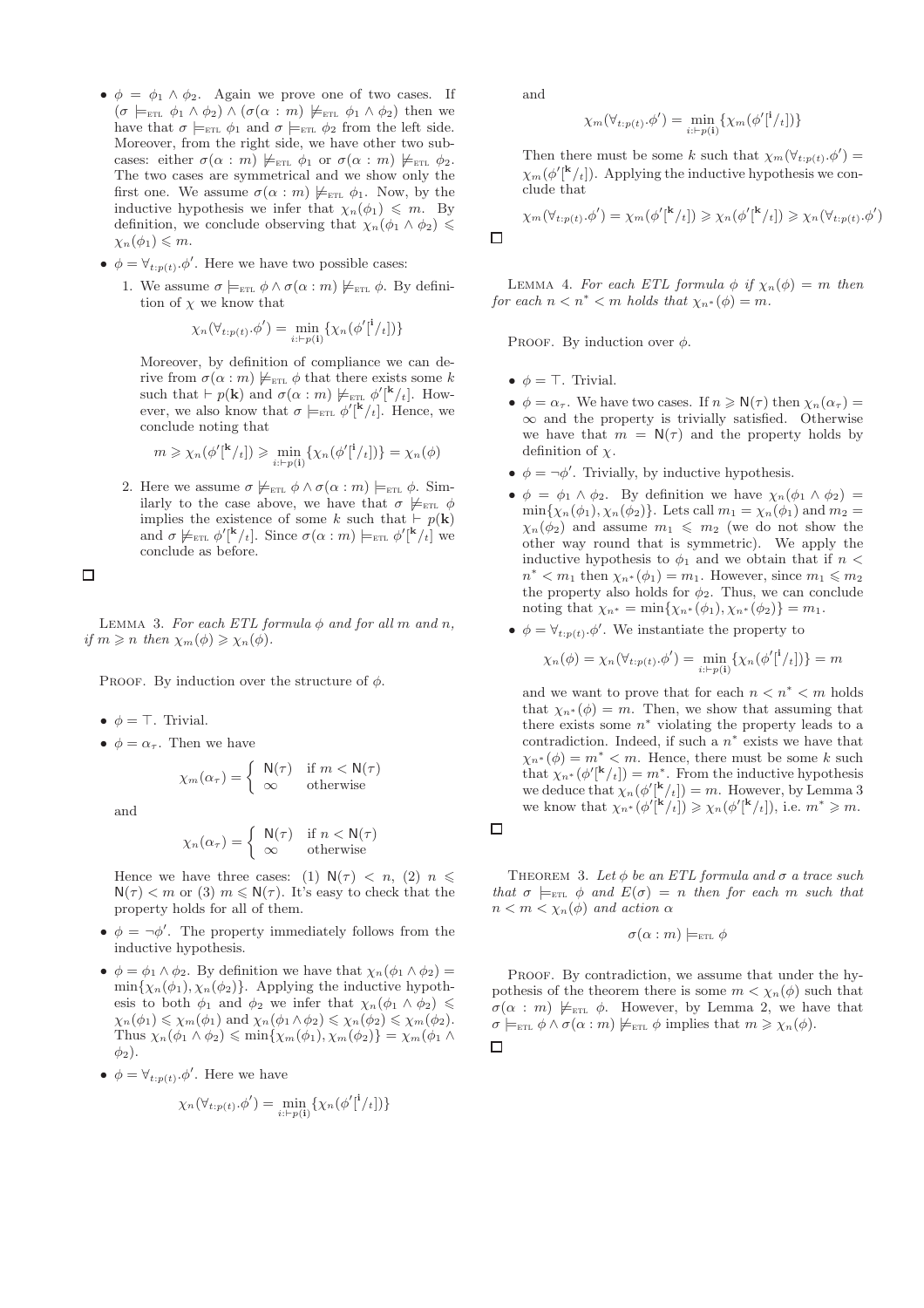- $\phi = \phi_1 \wedge \phi_2$. Again we prove one of two cases. If $(\sigma \models_{\text{ETL}} \phi_1 \wedge \phi_2) \wedge (\sigma(\alpha : m) \not\models_{\text{ETL}} \phi_1 \wedge \phi_2)$ then we have that $\sigma \models_{\text{ETL}} \phi_1$ and $\sigma \models_{\text{ETL}} \phi_2$ from the left side. Moreover, from the right side, we have other two subcases: either $\sigma(\alpha : m) \not\models_{\text{ETL}} \phi_1$ or $\sigma(\alpha : m) \not\models_{\text{ETL}} \phi_2$. The two cases are symmetrical and we show only the first one. We assume $\sigma(\alpha : m) \not\models_{\text{ETL}} \phi_1$. Now, by the inductive hypothesis we infer that $\chi_n(\phi_1) \leqslant m$. By definition, we conclude observing that $\chi_n(\phi_1 \wedge \phi_2) \leqslant \chi_n(\phi_1) \leqslant m$.
- $\phi = \forall_{t:p(t)}.\phi'$. Here we have two possible cases:
  1. We assume $\sigma \models_{\text{ETL}} \phi \wedge \sigma(\alpha : m) \not\models_{\text{ETL}} \phi$. By definition of $\chi$ we know that
  $$\chi_n(\forall_{t:p(t)}.\phi') = \min_{i:\vdash p(\mathbf{i})} \{\chi_n(\phi'[^{\mathbf{i}}/_t])\}$$
  Moreover, by definition of compliance we can derive from $\sigma(\alpha : m) \not\models_{\text{ETL}} \phi$ that there exists some $k$ such that $\vdash p(\mathbf{k})$ and $\sigma(\alpha : m) \not\models_{\text{ETL}} \phi'[^{\mathbf{k}}/_t]$. However, we also know that $\sigma \models_{\text{ETL}} \phi'[^{\mathbf{k}}/_t]$. Hence, we conclude noting that
  $$m \geqslant \chi_n(\phi'[^{\mathbf{k}}/_t]) \geqslant \min_{i:\vdash p(\mathbf{i})} \{\chi_n(\phi'[^{\mathbf{i}}/_t])\} = \chi_n(\phi)$$
  2. Here we assume $\sigma \not\models_{\text{ETL}} \phi \wedge \sigma(\alpha : m) \models_{\text{ETL}} \phi$. Similarly to the case above, we have that $\sigma \not\models_{\text{ETL}} \phi$ implies the existence of some $k$ such that $\vdash p(\mathbf{k})$ and $\sigma \not\models_{\text{ETL}} \phi'[^{\mathbf{k}}/_t]$. Since $\sigma(\alpha : m) \models_{\text{ETL}} \phi'[^{\mathbf{k}}/_t]$ we conclude as before.

□

LEMMA 3. *For each ETL formula $\phi$ and for all $m$ and $n$, if $m \geqslant n$ then $\chi_m(\phi) \geqslant \chi_n(\phi)$.*

PROOF. By induction over the structure of $\phi$.

- $\phi = \top$. Trivial.
- $\phi = \alpha_\tau$. Then we have
$$\chi_m(\alpha_\tau) = \begin{cases} \mathsf{N}(\tau) & \text{if } m < \mathsf{N}(\tau) \\ \infty & \text{otherwise} \end{cases}$$
and
$$\chi_n(\alpha_\tau) = \begin{cases} \mathsf{N}(\tau) & \text{if } n < \mathsf{N}(\tau) \\ \infty & \text{otherwise} \end{cases}$$
Hence we have three cases: (1) $\mathsf{N}(\tau) < n$, (2) $n \leqslant \mathsf{N}(\tau) < m$ or (3) $m \leqslant \mathsf{N}(\tau)$. It's easy to check that the property holds for all of them.
- $\phi = \neg\phi'$. The property immediately follows from the inductive hypothesis.
- $\phi = \phi_1 \wedge \phi_2$. By definition we have that $\chi_n(\phi_1 \wedge \phi_2) = \min\{\chi_n(\phi_1), \chi_n(\phi_2)\}$. Applying the inductive hypothesis to both $\phi_1$ and $\phi_2$ we infer that $\chi_n(\phi_1 \wedge \phi_2) \leqslant \chi_n(\phi_1) \leqslant \chi_m(\phi_1)$ and $\chi_n(\phi_1 \wedge \phi_2) \leqslant \chi_n(\phi_2) \leqslant \chi_m(\phi_2)$. Thus $\chi_n(\phi_1 \wedge \phi_2) \leqslant \min\{\chi_m(\phi_1), \chi_m(\phi_2)\} = \chi_m(\phi_1 \wedge \phi_2)$.
- $\phi = \forall_{t:p(t)}.\phi'$. Here we have
$$\chi_n(\forall_{t:p(t)}.\phi') = \min_{i:\vdash p(\mathbf{i})} \{\chi_n(\phi'[^{\mathbf{i}}/_t])\}$$
and
$$\chi_m(\forall_{t:p(t)}.\phi') = \min_{i:\vdash p(\mathbf{i})} \{\chi_m(\phi'[^{\mathbf{i}}/_t])\}$$
Then there must be some $k$ such that $\chi_m(\forall_{t:p(t)}.\phi') = \chi_m(\phi'[^{\mathbf{k}}/_t])$. Applying the inductive hypothesis we conclude that
$$\chi_m(\forall_{t:p(t)}.\phi') = \chi_m(\phi'[^{\mathbf{k}}/_t]) \geqslant \chi_n(\phi'[^{\mathbf{k}}/_t]) \geqslant \chi_n(\forall_{t:p(t)}.\phi')$$

□

LEMMA 4. *For each ETL formula $\phi$ if $\chi_n(\phi) = m$ then for each $n < n^* < m$ holds that $\chi_{n^*}(\phi) = m$.*

PROOF. By induction over $\phi$.

- $\phi = \top$. Trivial.
- $\phi = \alpha_\tau$. We have two cases. If $n \geqslant \mathsf{N}(\tau)$ then $\chi_n(\alpha_\tau) = \infty$ and the property is trivially satisfied. Otherwise we have that $m = \mathsf{N}(\tau)$ and the property holds by definition of $\chi$.
- $\phi = \neg\phi'$. Trivially, by inductive hypothesis.
- $\phi = \phi_1 \wedge \phi_2$. By definition we have $\chi_n(\phi_1 \wedge \phi_2) = \min\{\chi_n(\phi_1), \chi_n(\phi_2)\}$. Lets call $m_1 = \chi_n(\phi_1)$ and $m_2 = \chi_n(\phi_2)$ and assume $m_1 \leqslant m_2$ (we do not show the other way round that is symmetric). We apply the inductive hypothesis to $\phi_1$ and we obtain that if $n < n^* < m_1$ then $\chi_{n^*}(\phi_1) = m_1$. However, since $m_1 \leqslant m_2$ the property also holds for $\phi_2$. Thus, we can conclude noting that $\chi_{n^*} = \min\{\chi_{n^*}(\phi_1), \chi_{n^*}(\phi_2)\} = m_1$.
- $\phi = \forall_{t:p(t)}.\phi'$. We instantiate the property to
$$\chi_n(\phi) = \chi_n(\forall_{t:p(t)}.\phi') = \min_{i:\vdash p(\mathbf{i})} \{\chi_n(\phi'[^{\mathbf{i}}/_t])\} = m$$
and we want to prove that for each $n < n^* < m$ holds that $\chi_{n^*}(\phi) = m$. Then, we show that assuming that there exists some $n^*$ violating the property leads to a contradiction. Indeed, if such a $n^*$ exists we have that $\chi_{n^*}(\phi) = m^* < m$. Hence, there must be some $k$ such that $\chi_{n^*}(\phi'[^{\mathbf{k}}/_t]) = m^*$. From the inductive hypothesis we deduce that $\chi_n(\phi'[^{\mathbf{k}}/_t]) = m$. However, by Lemma 3 we know that $\chi_{n^*}(\phi'[^{\mathbf{k}}/_t]) \geqslant \chi_n(\phi'[^{\mathbf{k}}/_t])$, i.e. $m^* \geqslant m$.

□

THEOREM 3. *Let $\phi$ be an ETL formula and $\sigma$ a trace such that $\sigma \models_{\text{ETL}} \phi$ and $E(\sigma) = n$ then for each $m$ such that $n < m < \chi_n(\phi)$ and action $\alpha$*
$$\sigma(\alpha : m) \models_{\text{ETL}} \phi$$

PROOF. By contradiction, we assume that under the hypothesis of the theorem there is some $m < \chi_n(\phi)$ such that $\sigma(\alpha : m) \not\models_{\text{ETL}} \phi$. However, by Lemma 2, we have that $\sigma \models_{\text{ETL}} \phi \wedge \sigma(\alpha : m) \not\models_{\text{ETL}} \phi$ implies that $m \geqslant \chi_n(\phi)$.

□